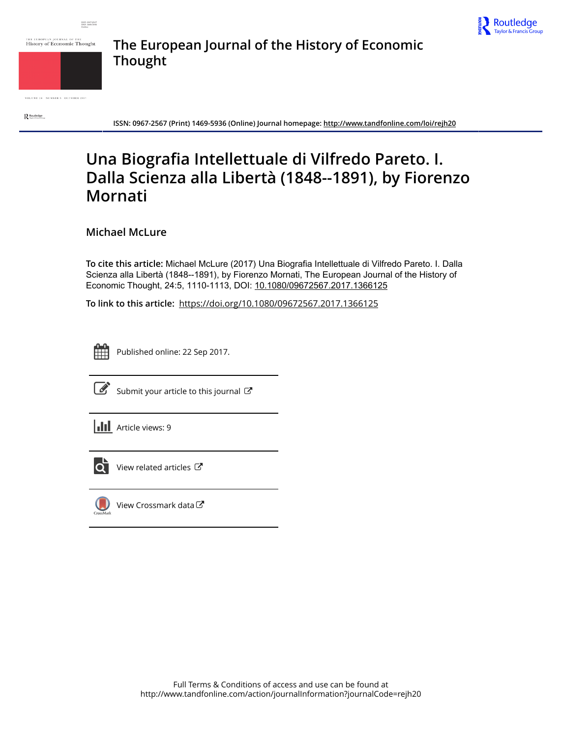# The European Journal of the History of Economic Thought

ISSN: 0967-2567 (Print) 1469-5936 (Online) Journal homepage: http://www.tandfonline.com/loi/rejh20

# Una Biografia Intellettuale di Vilfredo Pareto. I. Dalla Scienza alla Libertà (1848--1891), by Fiorenzo Mornati

## Michael McLure

**To cite this article:** Michael McLure (2017) Una Biografia Intellettuale di Vilfredo Pareto. I. Dalla Scienza alla Libertà (1848--1891), by Fiorenzo Mornati, The European Journal of the History of Economic Thought, 24:5, 1110-1113, DOI: 10.1080/09672567.2017.1366125

**To link to this article:** https://doi.org/10.1080/09672567.2017.1366125

Published online: 22 Sep 2017.

Submit your article to this journal

Article views: 9

View related articles

View Crossmark data

Full Terms & Conditions of access and use can be found at http://www.tandfonline.com/action/journalInformation?journalCode=rejh20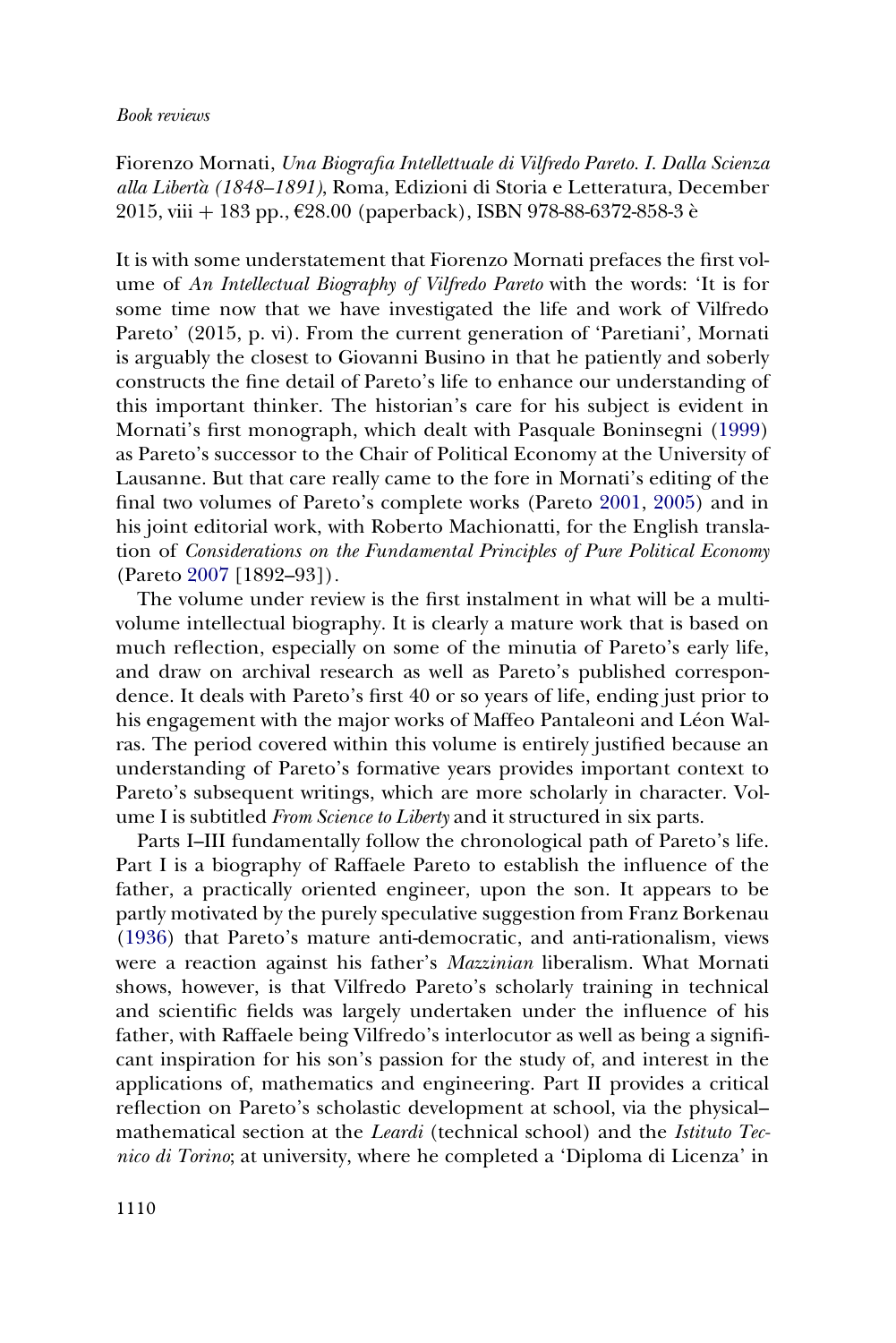Fiorenzo Mornati, *Una Biografia Intellettuale di Vilfredo Pareto. I. Dalla Scienza alla Libertà (1848–1891)*, Roma, Edizioni di Storia e Letteratura, December 2015, viii + 183 pp., €28.00 (paperback), ISBN 978-88-6372-858-3 è

It is with some understatement that Fiorenzo Mornati prefaces the first volume of *An Intellectual Biography of Vilfredo Pareto* with the words: 'It is for some time now that we have investigated the life and work of Vilfredo Pareto' (2015, p. vi). From the current generation of 'Paretiani', Mornati is arguably the closest to Giovanni Busino in that he patiently and soberly constructs the fine detail of Pareto's life to enhance our understanding of this important thinker. The historian's care for his subject is evident in Mornati's first monograph, which dealt with Pasquale Boninsegni (1999) as Pareto's successor to the Chair of Political Economy at the University of Lausanne. But that care really came to the fore in Mornati's editing of the final two volumes of Pareto's complete works (Pareto 2001, 2005) and in his joint editorial work, with Roberto Machionatti, for the English translation of *Considerations on the Fundamental Principles of Pure Political Economy* (Pareto 2007 [1892–93]).

The volume under review is the first instalment in what will be a multi-volume intellectual biography. It is clearly a mature work that is based on much reflection, especially on some of the minutia of Pareto's early life, and draw on archival research as well as Pareto's published correspondence. It deals with Pareto's first 40 or so years of life, ending just prior to his engagement with the major works of Maffeo Pantaleoni and Léon Walras. The period covered within this volume is entirely justified because an understanding of Pareto's formative years provides important context to Pareto's subsequent writings, which are more scholarly in character. Volume I is subtitled *From Science to Liberty* and it structured in six parts.

Parts I–III fundamentally follow the chronological path of Pareto's life. Part I is a biography of Raffaele Pareto to establish the influence of the father, a practically oriented engineer, upon the son. It appears to be partly motivated by the purely speculative suggestion from Franz Borkenau (1936) that Pareto's mature anti-democratic, and anti-rationalism, views were a reaction against his father's *Mazzinian* liberalism. What Mornati shows, however, is that Vilfredo Pareto's scholarly training in technical and scientific fields was largely undertaken under the influence of his father, with Raffaele being Vilfredo's interlocutor as well as being a significant inspiration for his son's passion for the study of, and interest in the applications of, mathematics and engineering. Part II provides a critical reflection on Pareto's scholastic development at school, via the physical–mathematical section at the *Leardi* (technical school) and the *Istituto Tecnico di Torino*; at university, where he completed a 'Diploma di Licenza' in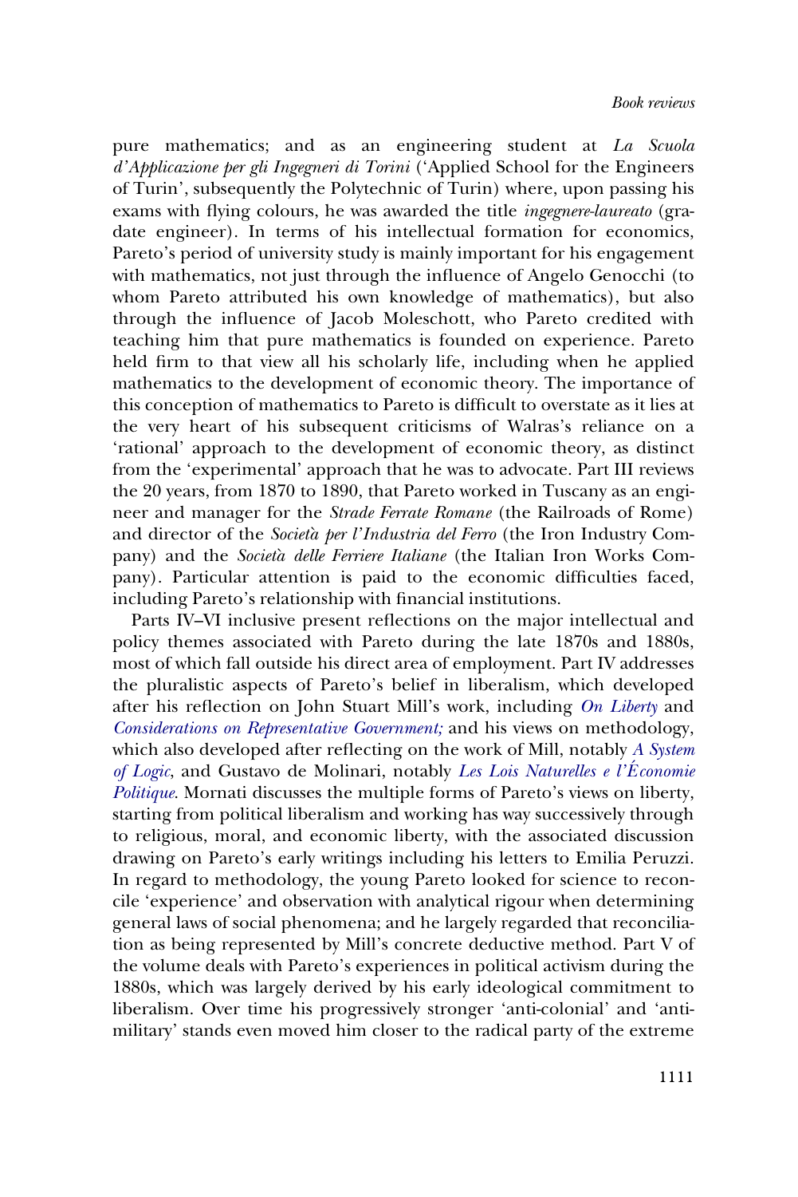pure mathematics; and as an engineering student at *La Scuola d'Applicazione per gli Ingegneri di Torini* ('Applied School for the Engineers of Turin', subsequently the Polytechnic of Turin) where, upon passing his exams with flying colours, he was awarded the title *ingegnere-laureato* (gradate engineer). In terms of his intellectual formation for economics, Pareto's period of university study is mainly important for his engagement with mathematics, not just through the influence of Angelo Genocchi (to whom Pareto attributed his own knowledge of mathematics), but also through the influence of Jacob Moleschott, who Pareto credited with teaching him that pure mathematics is founded on experience. Pareto held firm to that view all his scholarly life, including when he applied mathematics to the development of economic theory. The importance of this conception of mathematics to Pareto is difficult to overstate as it lies at the very heart of his subsequent criticisms of Walras's reliance on a 'rational' approach to the development of economic theory, as distinct from the 'experimental' approach that he was to advocate. Part III reviews the 20 years, from 1870 to 1890, that Pareto worked in Tuscany as an engineer and manager for the *Strade Ferrate Romane* (the Railroads of Rome) and director of the *Società per l'Industria del Ferro* (the Iron Industry Company) and the *Società delle Ferriere Italiane* (the Italian Iron Works Company). Particular attention is paid to the economic difficulties faced, including Pareto's relationship with financial institutions.

Parts IV–VI inclusive present reflections on the major intellectual and policy themes associated with Pareto during the late 1870s and 1880s, most of which fall outside his direct area of employment. Part IV addresses the pluralistic aspects of Pareto's belief in liberalism, which developed after his reflection on John Stuart Mill's work, including *On Liberty* and *Considerations on Representative Government;* and his views on methodology, which also developed after reflecting on the work of Mill, notably *A System of Logic*, and Gustavo de Molinari, notably *Les Lois Naturelles e l'Économie Politique*. Mornati discusses the multiple forms of Pareto's views on liberty, starting from political liberalism and working has way successively through to religious, moral, and economic liberty, with the associated discussion drawing on Pareto's early writings including his letters to Emilia Peruzzi. In regard to methodology, the young Pareto looked for science to reconcile 'experience' and observation with analytical rigour when determining general laws of social phenomena; and he largely regarded that reconciliation as being represented by Mill's concrete deductive method. Part V of the volume deals with Pareto's experiences in political activism during the 1880s, which was largely derived by his early ideological commitment to liberalism. Over time his progressively stronger 'anti-colonial' and 'anti-military' stands even moved him closer to the radical party of the extreme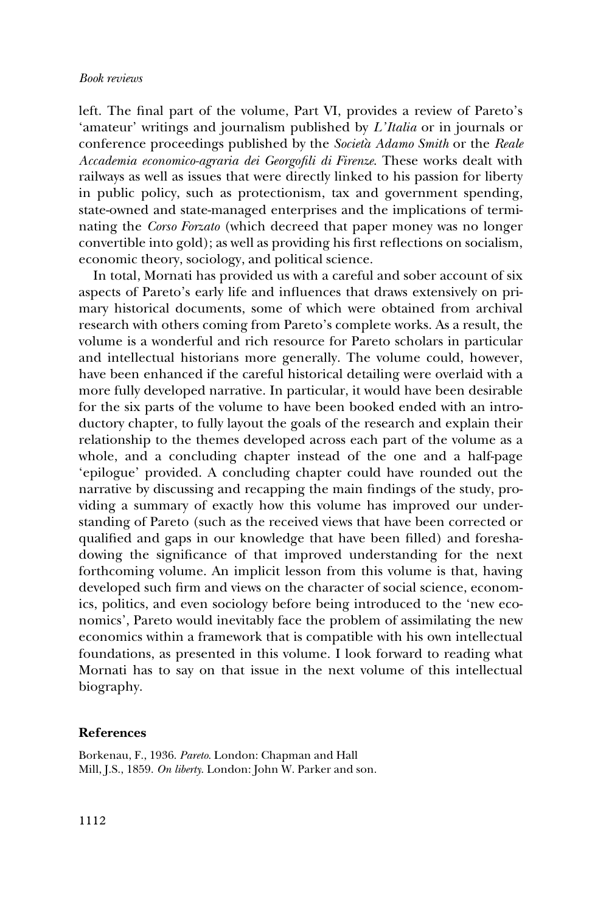left. The final part of the volume, Part VI, provides a review of Pareto's 'amateur' writings and journalism published by *L'Italia* or in journals or conference proceedings published by the *Società Adamo Smith* or the *Reale Accademia economico-agraria dei Georgofili di Firenze*. These works dealt with railways as well as issues that were directly linked to his passion for liberty in public policy, such as protectionism, tax and government spending, state-owned and state-managed enterprises and the implications of terminating the *Corso Forzato* (which decreed that paper money was no longer convertible into gold); as well as providing his first reflections on socialism, economic theory, sociology, and political science.

In total, Mornati has provided us with a careful and sober account of six aspects of Pareto's early life and influences that draws extensively on primary historical documents, some of which were obtained from archival research with others coming from Pareto's complete works. As a result, the volume is a wonderful and rich resource for Pareto scholars in particular and intellectual historians more generally. The volume could, however, have been enhanced if the careful historical detailing were overlaid with a more fully developed narrative. In particular, it would have been desirable for the six parts of the volume to have been booked ended with an introductory chapter, to fully layout the goals of the research and explain their relationship to the themes developed across each part of the volume as a whole, and a concluding chapter instead of the one and a half-page 'epilogue' provided. A concluding chapter could have rounded out the narrative by discussing and recapping the main findings of the study, providing a summary of exactly how this volume has improved our understanding of Pareto (such as the received views that have been corrected or qualified and gaps in our knowledge that have been filled) and foreshadowing the significance of that improved understanding for the next forthcoming volume. An implicit lesson from this volume is that, having developed such firm and views on the character of social science, economics, politics, and even sociology before being introduced to the 'new economics', Pareto would inevitably face the problem of assimilating the new economics within a framework that is compatible with his own intellectual foundations, as presented in this volume. I look forward to reading what Mornati has to say on that issue in the next volume of this intellectual biography.

## References

Borkenau, F., 1936. *Pareto*. London: Chapman and Hall

Mill, J.S., 1859. *On liberty*. London: John W. Parker and son.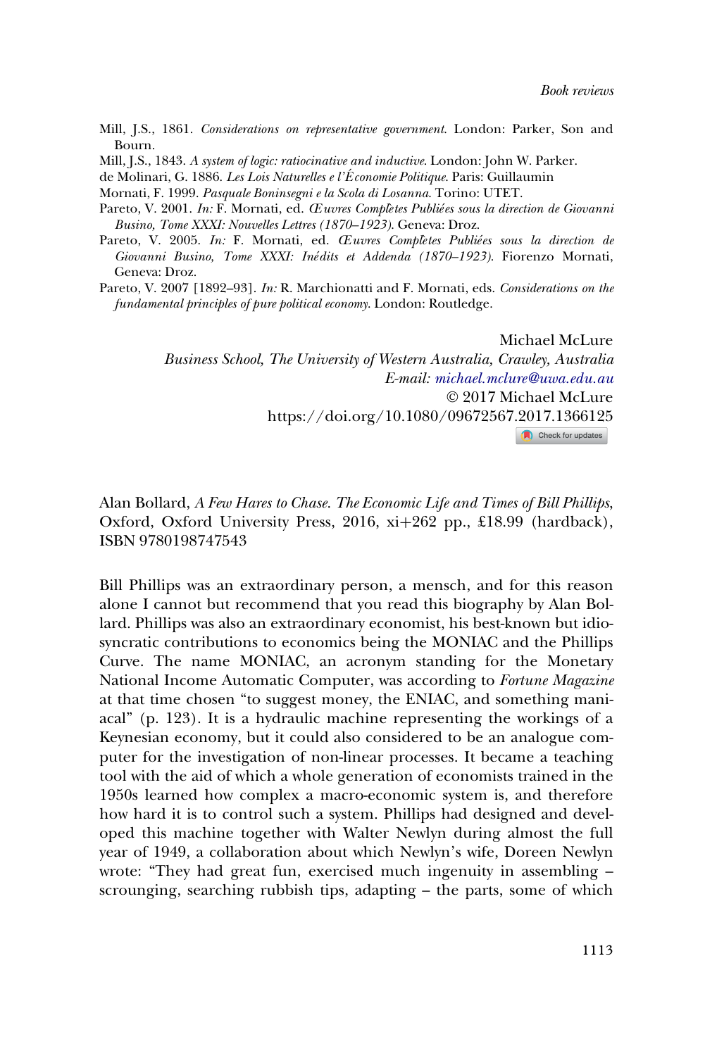Mill, J.S., 1861. *Considerations on representative government*. London: Parker, Son and Bourn.

Mill, J.S., 1843. *A system of logic: ratiocinative and inductive*. London: John W. Parker.

de Molinari, G. 1886. *Les Lois Naturelles e l'Économie Politique*. Paris: Guillaumin

Mornati, F. 1999. *Pasquale Boninsegni e la Scola di Losanna*. Torino: UTET.

Pareto, V. 2001. *In:* F. Mornati, ed. *Œuvres Complètes Publiées sous la direction de Giovanni Busino, Tome XXXI: Nouvelles Lettres (1870–1923)*. Geneva: Droz.

Pareto, V. 2005. *In:* F. Mornati, ed. *Œuvres Complètes Publiées sous la direction de Giovanni Busino, Tome XXXI: Inédits et Addenda (1870–1923)*. Fiorenzo Mornati, Geneva: Droz.

Pareto, V. 2007 [1892–93]. *In:* R. Marchionatti and F. Mornati, eds. *Considerations on the fundamental principles of pure political economy*. London: Routledge.

Michael McLure
*Business School, The University of Western Australia, Crawley, Australia*
*E-mail:* michael.mclure@uwa.edu.au
© 2017 Michael McLure
https://doi.org/10.1080/09672567.2017.1366125

Alan Bollard, *A Few Hares to Chase. The Economic Life and Times of Bill Phillips*, Oxford, Oxford University Press, 2016, xi+262 pp., £18.99 (hardback), ISBN 9780198747543

Bill Phillips was an extraordinary person, a mensch, and for this reason alone I cannot but recommend that you read this biography by Alan Bollard. Phillips was also an extraordinary economist, his best-known but idiosyncratic contributions to economics being the MONIAC and the Phillips Curve. The name MONIAC, an acronym standing for the Monetary National Income Automatic Computer, was according to *Fortune Magazine* at that time chosen "to suggest money, the ENIAC, and something maniacal" (p. 123). It is a hydraulic machine representing the workings of a Keynesian economy, but it could also considered to be an analogue computer for the investigation of non-linear processes. It became a teaching tool with the aid of which a whole generation of economists trained in the 1950s learned how complex a macro-economic system is, and therefore how hard it is to control such a system. Phillips had designed and developed this machine together with Walter Newlyn during almost the full year of 1949, a collaboration about which Newlyn's wife, Doreen Newlyn wrote: "They had great fun, exercised much ingenuity in assembling – scrounging, searching rubbish tips, adapting – the parts, some of which